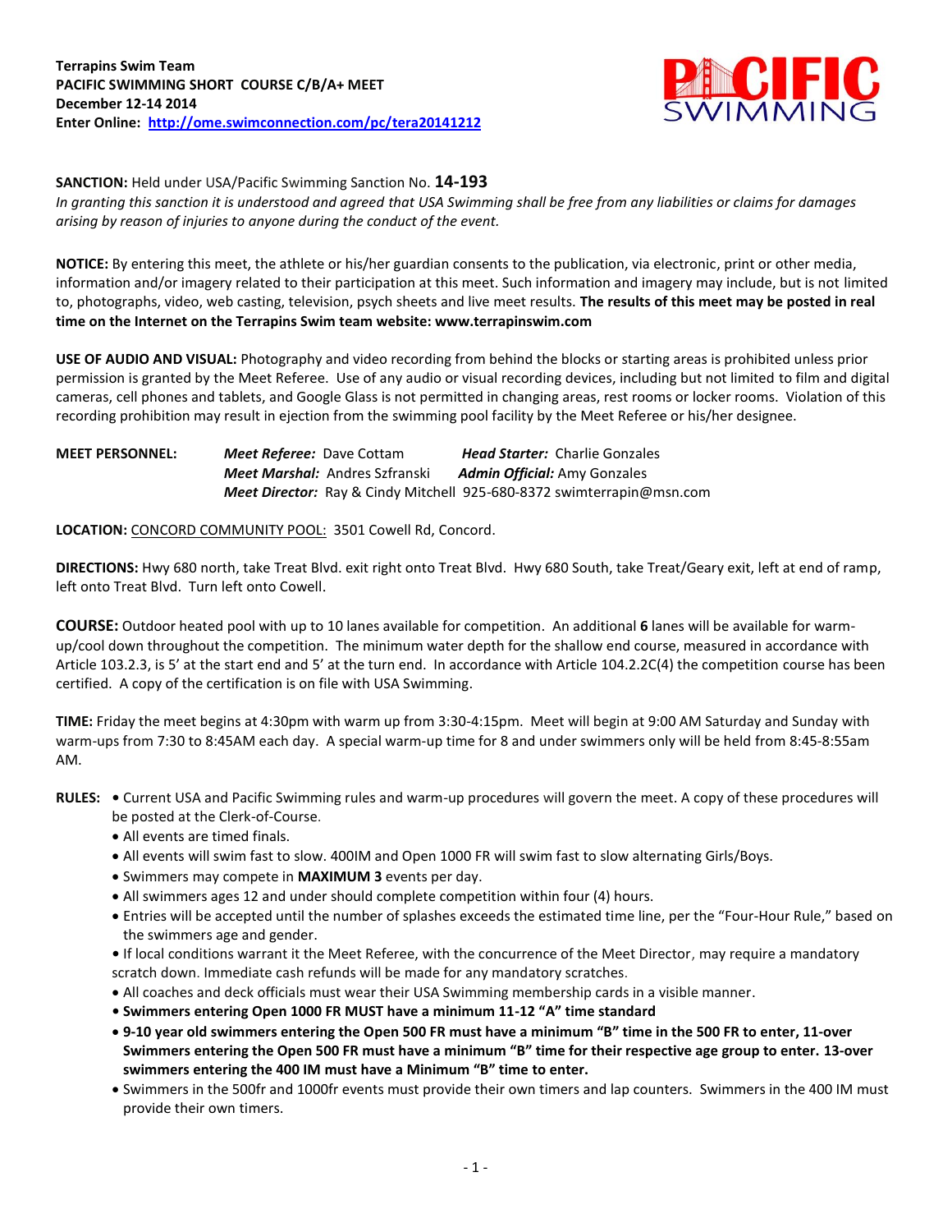**Terrapins Swim Team**
**PACIFIC SWIMMING SHORT COURSE C/B/A+ MEET**
**December 12-14 2014**
**Enter Online: [http://ome.swimconnection.com/pc/tera20141212](http://ome.swimconnection.com/pc/tera20141212)**

**SANCTION:** Held under USA/Pacific Swimming Sanction No. **14-193**
*In granting this sanction it is understood and agreed that USA Swimming shall be free from any liabilities or claims for damages arising by reason of injuries to anyone during the conduct of the event.*

**NOTICE:** By entering this meet, the athlete or his/her guardian consents to the publication, via electronic, print or other media, information and/or imagery related to their participation at this meet. Such information and imagery may include, but is not limited to, photographs, video, web casting, television, psych sheets and live meet results. **The results of this meet may be posted in real time on the Internet on the Terrapins Swim team website: www.terrapinswim.com**

**USE OF AUDIO AND VISUAL:** Photography and video recording from behind the blocks or starting areas is prohibited unless prior permission is granted by the Meet Referee. Use of any audio or visual recording devices, including but not limited to film and digital cameras, cell phones and tablets, and Google Glass is not permitted in changing areas, rest rooms or locker rooms. Violation of this recording prohibition may result in ejection from the swimming pool facility by the Meet Referee or his/her designee.

**MEET PERSONNEL:**
***Meet Referee:*** Dave Cottam — ***Head Starter:*** Charlie Gonzales
***Meet Marshal:*** Andres Szfranski — ***Admin Official:*** Amy Gonzales
***Meet Director:*** Ray & Cindy Mitchell 925-680-8372 swimterrapin@msn.com

**LOCATION:** CONCORD COMMUNITY POOL: 3501 Cowell Rd, Concord.

**DIRECTIONS:** Hwy 680 north, take Treat Blvd. exit right onto Treat Blvd. Hwy 680 South, take Treat/Geary exit, left at end of ramp, left onto Treat Blvd. Turn left onto Cowell.

**COURSE:** Outdoor heated pool with up to 10 lanes available for competition. An additional **6** lanes will be available for warm-up/cool down throughout the competition. The minimum water depth for the shallow end course, measured in accordance with Article 103.2.3, is 5' at the start end and 5' at the turn end. In accordance with Article 104.2.2C(4) the competition course has been certified. A copy of the certification is on file with USA Swimming.

**TIME:** Friday the meet begins at 4:30pm with warm up from 3:30-4:15pm. Meet will begin at 9:00 AM Saturday and Sunday with warm-ups from 7:30 to 8:45AM each day. A special warm-up time for 8 and under swimmers only will be held from 8:45-8:55am AM.

**RULES:**
- Current USA and Pacific Swimming rules and warm-up procedures will govern the meet. A copy of these procedures will be posted at the Clerk-of-Course.
- All events are timed finals.
- All events will swim fast to slow. 400IM and Open 1000 FR will swim fast to slow alternating Girls/Boys.
- Swimmers may compete in **MAXIMUM 3** events per day.
- All swimmers ages 12 and under should complete competition within four (4) hours.
- Entries will be accepted until the number of splashes exceeds the estimated time line, per the "Four-Hour Rule," based on the swimmers age and gender.
- If local conditions warrant it the Meet Referee, with the concurrence of the Meet Director, may require a mandatory scratch down. Immediate cash refunds will be made for any mandatory scratches.
- All coaches and deck officials must wear their USA Swimming membership cards in a visible manner.
- **Swimmers entering Open 1000 FR MUST have a minimum 11-12 "A" time standard**
- **9-10 year old swimmers entering the Open 500 FR must have a minimum "B" time in the 500 FR to enter, 11-over Swimmers entering the Open 500 FR must have a minimum "B" time for their respective age group to enter. 13-over swimmers entering the 400 IM must have a Minimum "B" time to enter.**
- Swimmers in the 500fr and 1000fr events must provide their own timers and lap counters. Swimmers in the 400 IM must provide their own timers.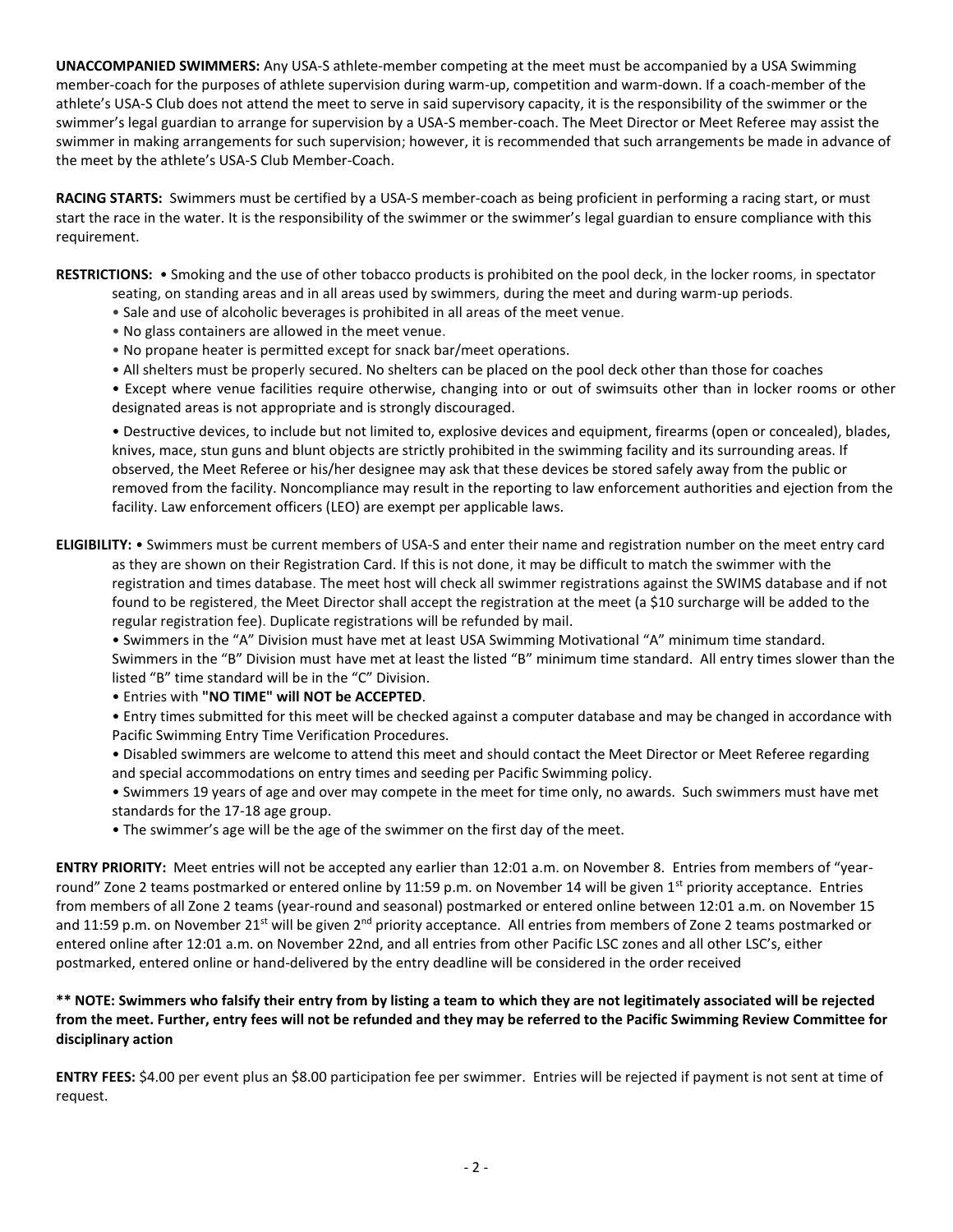**UNACCOMPANIED SWIMMERS:** Any USA-S athlete-member competing at the meet must be accompanied by a USA Swimming member-coach for the purposes of athlete supervision during warm-up, competition and warm-down. If a coach-member of the athlete's USA-S Club does not attend the meet to serve in said supervisory capacity, it is the responsibility of the swimmer or the swimmer's legal guardian to arrange for supervision by a USA-S member-coach. The Meet Director or Meet Referee may assist the swimmer in making arrangements for such supervision; however, it is recommended that such arrangements be made in advance of the meet by the athlete's USA-S Club Member-Coach.

**RACING STARTS:** Swimmers must be certified by a USA-S member-coach as being proficient in performing a racing start, or must start the race in the water. It is the responsibility of the swimmer or the swimmer's legal guardian to ensure compliance with this requirement.

**RESTRICTIONS:**
- Smoking and the use of other tobacco products is prohibited on the pool deck, in the locker rooms, in spectator seating, on standing areas and in all areas used by swimmers, during the meet and during warm-up periods.
- Sale and use of alcoholic beverages is prohibited in all areas of the meet venue.
- No glass containers are allowed in the meet venue.
- No propane heater is permitted except for snack bar/meet operations.
- All shelters must be properly secured. No shelters can be placed on the pool deck other than those for coaches
- Except where venue facilities require otherwise, changing into or out of swimsuits other than in locker rooms or other designated areas is not appropriate and is strongly discouraged.
- Destructive devices, to include but not limited to, explosive devices and equipment, firearms (open or concealed), blades, knives, mace, stun guns and blunt objects are strictly prohibited in the swimming facility and its surrounding areas. If observed, the Meet Referee or his/her designee may ask that these devices be stored safely away from the public or removed from the facility. Noncompliance may result in the reporting to law enforcement authorities and ejection from the facility. Law enforcement officers (LEO) are exempt per applicable laws.

**ELIGIBILITY:**
- Swimmers must be current members of USA-S and enter their name and registration number on the meet entry card as they are shown on their Registration Card. If this is not done, it may be difficult to match the swimmer with the registration and times database. The meet host will check all swimmer registrations against the SWIMS database and if not found to be registered, the Meet Director shall accept the registration at the meet (a $10 surcharge will be added to the regular registration fee). Duplicate registrations will be refunded by mail.
- Swimmers in the "A" Division must have met at least USA Swimming Motivational "A" minimum time standard. Swimmers in the "B" Division must have met at least the listed "B" minimum time standard. All entry times slower than the listed "B" time standard will be in the "C" Division.
- Entries with **"NO TIME" will NOT be ACCEPTED**.
- Entry times submitted for this meet will be checked against a computer database and may be changed in accordance with Pacific Swimming Entry Time Verification Procedures.
- Disabled swimmers are welcome to attend this meet and should contact the Meet Director or Meet Referee regarding and special accommodations on entry times and seeding per Pacific Swimming policy.
- Swimmers 19 years of age and over may compete in the meet for time only, no awards. Such swimmers must have met standards for the 17-18 age group.
- The swimmer's age will be the age of the swimmer on the first day of the meet.

**ENTRY PRIORITY:** Meet entries will not be accepted any earlier than 12:01 a.m. on November 8. Entries from members of "year-round" Zone 2 teams postmarked or entered online by 11:59 p.m. on November 14 will be given 1st priority acceptance. Entries from members of all Zone 2 teams (year-round and seasonal) postmarked or entered online between 12:01 a.m. on November 15 and 11:59 p.m. on November 21st will be given 2nd priority acceptance. All entries from members of Zone 2 teams postmarked or entered online after 12:01 a.m. on November 22nd, and all entries from other Pacific LSC zones and all other LSC's, either postmarked, entered online or hand-delivered by the entry deadline will be considered in the order received

**** NOTE: Swimmers who falsify their entry from by listing a team to which they are not legitimately associated will be rejected from the meet. Further, entry fees will not be refunded and they may be referred to the Pacific Swimming Review Committee for disciplinary action**

**ENTRY FEES:** $4.00 per event plus an $8.00 participation fee per swimmer. Entries will be rejected if payment is not sent at time of request.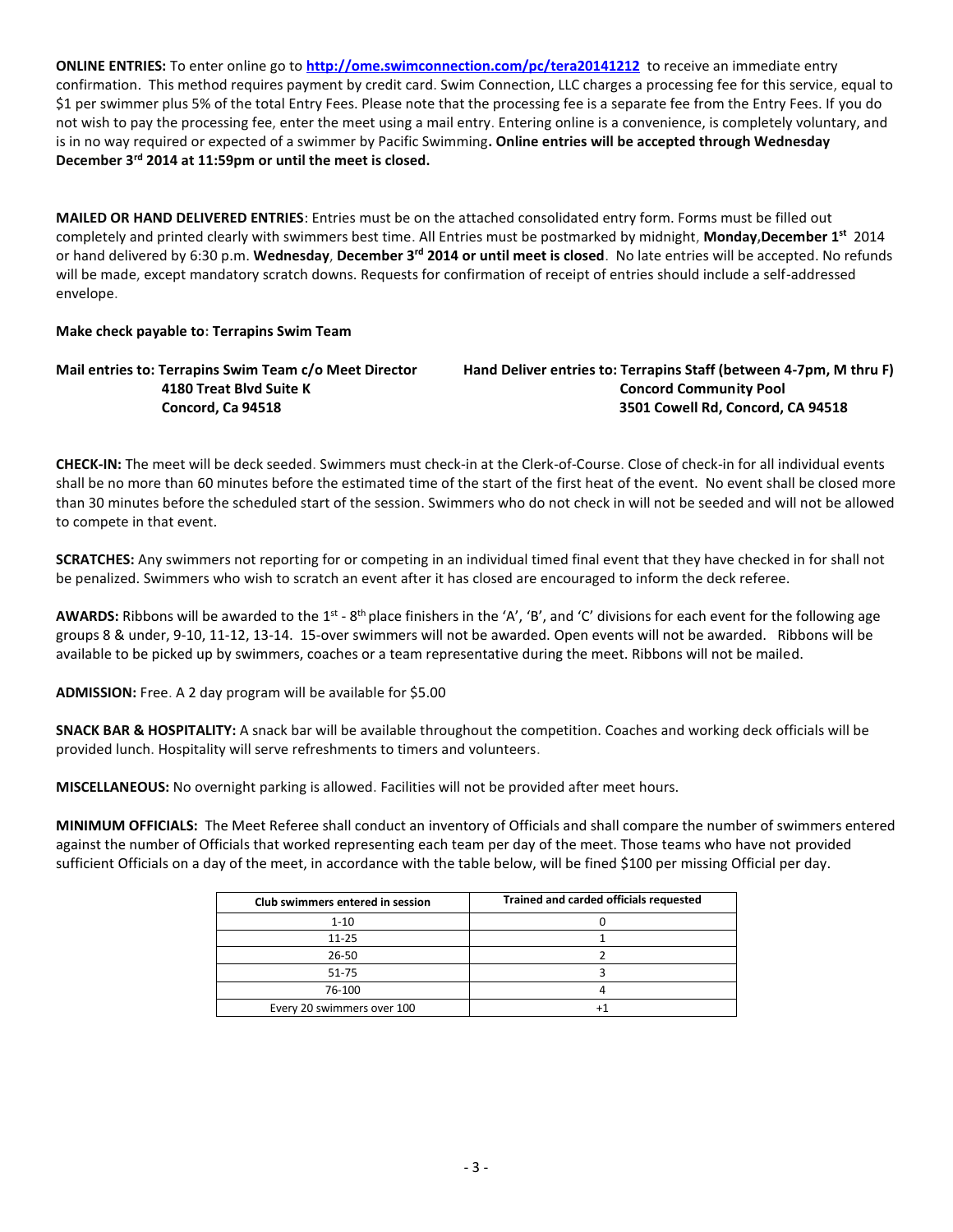**ONLINE ENTRIES:** To enter online go to **http://ome.swimconnection.com/pc/tera20141212** to receive an immediate entry confirmation. This method requires payment by credit card. Swim Connection, LLC charges a processing fee for this service, equal to $1 per swimmer plus 5% of the total Entry Fees. Please note that the processing fee is a separate fee from the Entry Fees. If you do not wish to pay the processing fee, enter the meet using a mail entry. Entering online is a convenience, is completely voluntary, and is in no way required or expected of a swimmer by Pacific Swimming**. Online entries will be accepted through Wednesday December 3rd 2014 at 11:59pm or until the meet is closed.**

**MAILED OR HAND DELIVERED ENTRIES**: Entries must be on the attached consolidated entry form. Forms must be filled out completely and printed clearly with swimmers best time. All Entries must be postmarked by midnight, **Monday,December 1st** 2014 or hand delivered by 6:30 p.m. **Wednesday**, **December 3rd 2014 or until meet is closed**. No late entries will be accepted. No refunds will be made, except mandatory scratch downs. Requests for confirmation of receipt of entries should include a self-addressed envelope.

**Make check payable to: Terrapins Swim Team**

**Mail entries to: Terrapins Swim Team c/o Meet Director**
**4180 Treat Blvd Suite K**
**Concord, Ca 94518**

**Hand Deliver entries to: Terrapins Staff (between 4-7pm, M thru F)**
**Concord Community Pool**
**3501 Cowell Rd, Concord, CA 94518**

**CHECK-IN:** The meet will be deck seeded. Swimmers must check-in at the Clerk-of-Course. Close of check-in for all individual events shall be no more than 60 minutes before the estimated time of the start of the first heat of the event. No event shall be closed more than 30 minutes before the scheduled start of the session. Swimmers who do not check in will not be seeded and will not be allowed to compete in that event.

**SCRATCHES:** Any swimmers not reporting for or competing in an individual timed final event that they have checked in for shall not be penalized. Swimmers who wish to scratch an event after it has closed are encouraged to inform the deck referee.

**AWARDS:** Ribbons will be awarded to the 1st - 8th place finishers in the 'A', 'B', and 'C' divisions for each event for the following age groups 8 & under, 9-10, 11-12, 13-14. 15-over swimmers will not be awarded. Open events will not be awarded. Ribbons will be available to be picked up by swimmers, coaches or a team representative during the meet. Ribbons will not be mailed.

**ADMISSION:** Free. A 2 day program will be available for $5.00

**SNACK BAR & HOSPITALITY:** A snack bar will be available throughout the competition. Coaches and working deck officials will be provided lunch. Hospitality will serve refreshments to timers and volunteers.

**MISCELLANEOUS:** No overnight parking is allowed. Facilities will not be provided after meet hours.

**MINIMUM OFFICIALS:** The Meet Referee shall conduct an inventory of Officials and shall compare the number of swimmers entered against the number of Officials that worked representing each team per day of the meet. Those teams who have not provided sufficient Officials on a day of the meet, in accordance with the table below, will be fined $100 per missing Official per day.

| Club swimmers entered in session | Trained and carded officials requested |
|---|---|
| 1-10 | 0 |
| 11-25 | 1 |
| 26-50 | 2 |
| 51-75 | 3 |
| 76-100 | 4 |
| Every 20 swimmers over 100 | +1 |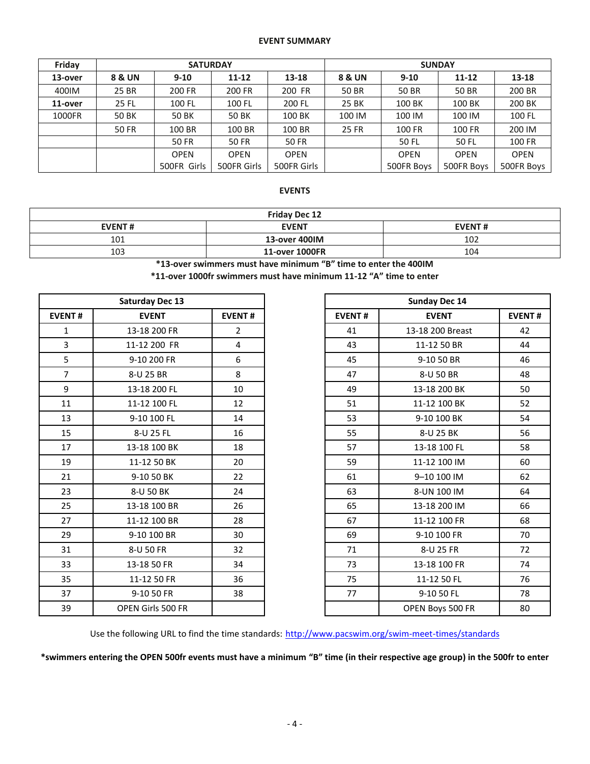**EVENT SUMMARY**

| Friday | SATURDAY | | | | SUNDAY | | | |
|---|---|---|---|---|---|---|---|---|
| **13-over** | **8 & UN** | **9-10** | **11-12** | **13-18** | **8 & UN** | **9-10** | **11-12** | **13-18** |
| 400IM | 25 BR | 200 FR | 200 FR | 200 FR | 50 BR | 50 BR | 50 BR | 200 BR |
| **11-over** | 25 FL | 100 FL | 100 FL | 200 FL | 25 BK | 100 BK | 100 BK | 200 BK |
| 1000FR | 50 BK | 50 BK | 50 BK | 100 BK | 100 IM | 100 IM | 100 IM | 100 FL |
| | 50 FR | 100 BR | 100 BR | 100 BR | 25 FR | 100 FR | 100 FR | 200 IM |
| | | 50 FR | 50 FR | 50 FR | | 50 FL | 50 FL | 100 FR |
| | | OPEN 500FR Girls | OPEN 500FR Girls | OPEN 500FR Girls | | OPEN 500FR Boys | OPEN 500FR Boys | OPEN 500FR Boys |

**EVENTS**

| Friday Dec 12 | | |
|---|---|---|
| **EVENT #** | **EVENT** | **EVENT #** |
| 101 | **13-over 400IM** | 102 |
| 103 | **11-over 1000FR** | 104 |

**\*13-over swimmers must have minimum "B" time to enter the 400IM**

**\*11-over 1000fr swimmers must have minimum 11-12 "A" time to enter**

| Saturday Dec 13 | | |
|---|---|---|
| **EVENT #** | **EVENT** | **EVENT #** |
| 1 | 13-18 200 FR | 2 |
| 3 | 11-12 200 FR | 4 |
| 5 | 9-10 200 FR | 6 |
| 7 | 8-U 25 BR | 8 |
| 9 | 13-18 200 FL | 10 |
| 11 | 11-12 100 FL | 12 |
| 13 | 9-10 100 FL | 14 |
| 15 | 8-U 25 FL | 16 |
| 17 | 13-18 100 BK | 18 |
| 19 | 11-12 50 BK | 20 |
| 21 | 9-10 50 BK | 22 |
| 23 | 8-U 50 BK | 24 |
| 25 | 13-18 100 BR | 26 |
| 27 | 11-12 100 BR | 28 |
| 29 | 9-10 100 BR | 30 |
| 31 | 8-U 50 FR | 32 |
| 33 | 13-18 50 FR | 34 |
| 35 | 11-12 50 FR | 36 |
| 37 | 9-10 50 FR | 38 |
| 39 | OPEN Girls 500 FR | |

| Sunday Dec 14 | | |
|---|---|---|
| **EVENT #** | **EVENT** | **EVENT #** |
| 41 | 13-18 200 Breast | 42 |
| 43 | 11-12 50 BR | 44 |
| 45 | 9-10 50 BR | 46 |
| 47 | 8-U 50 BR | 48 |
| 49 | 13-18 200 BK | 50 |
| 51 | 11-12 100 BK | 52 |
| 53 | 9-10 100 BK | 54 |
| 55 | 8-U 25 BK | 56 |
| 57 | 13-18 100 FL | 58 |
| 59 | 11-12 100 IM | 60 |
| 61 | 9–10 100 IM | 62 |
| 63 | 8-UN 100 IM | 64 |
| 65 | 13-18 200 IM | 66 |
| 67 | 11-12 100 FR | 68 |
| 69 | 9-10 100 FR | 70 |
| 71 | 8-U 25 FR | 72 |
| 73 | 13-18 100 FR | 74 |
| 75 | 11-12 50 FL | 76 |
| 77 | 9-10 50 FL | 78 |
| | OPEN Boys 500 FR | 80 |

Use the following URL to find the time standards: http://www.pacswim.org/swim-meet-times/standards

**\*swimmers entering the OPEN 500fr events must have a minimum "B" time (in their respective age group) in the 500fr to enter**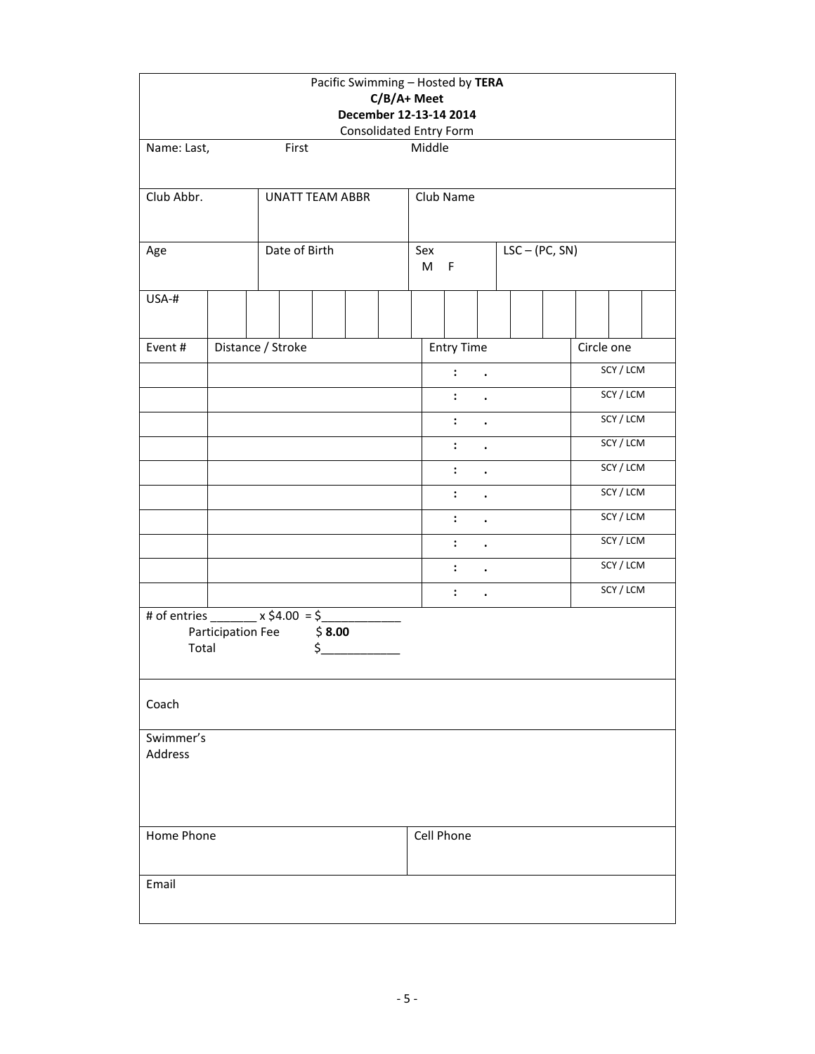Pacific Swimming – Hosted by **TERA**

**C/B/A+ Meet**

**December 12-13-14 2014**

Consolidated Entry Form

| Name: Last, | First | Middle | |
|---|---|---|---|
| Club Abbr. | UNATT TEAM ABBR | Club Name | |
| Age | Date of Birth | Sex M F | LSC – (PC, SN) |

| USA-# | | | | | | | | | | | | | | |
|---|---|---|---|---|---|---|---|---|---|---|---|---|---|---|

| Event # | Distance / Stroke | Entry Time | Circle one |
|---|---|---|---|
| | | : . | SCY / LCM |
| | | : . | SCY / LCM |
| | | : . | SCY / LCM |
| | | : . | SCY / LCM |
| | | : . | SCY / LCM |
| | | : . | SCY / LCM |
| | | : . | SCY / LCM |
| | | : . | SCY / LCM |
| | | : . | SCY / LCM |
| | | : . | SCY / LCM |

# of entries _______ x $4.00 = $____________

Participation Fee $ **8.00**

Total $____________

Coach

Swimmer's Address

| Home Phone | Cell Phone |
|---|---|
| | |

Email